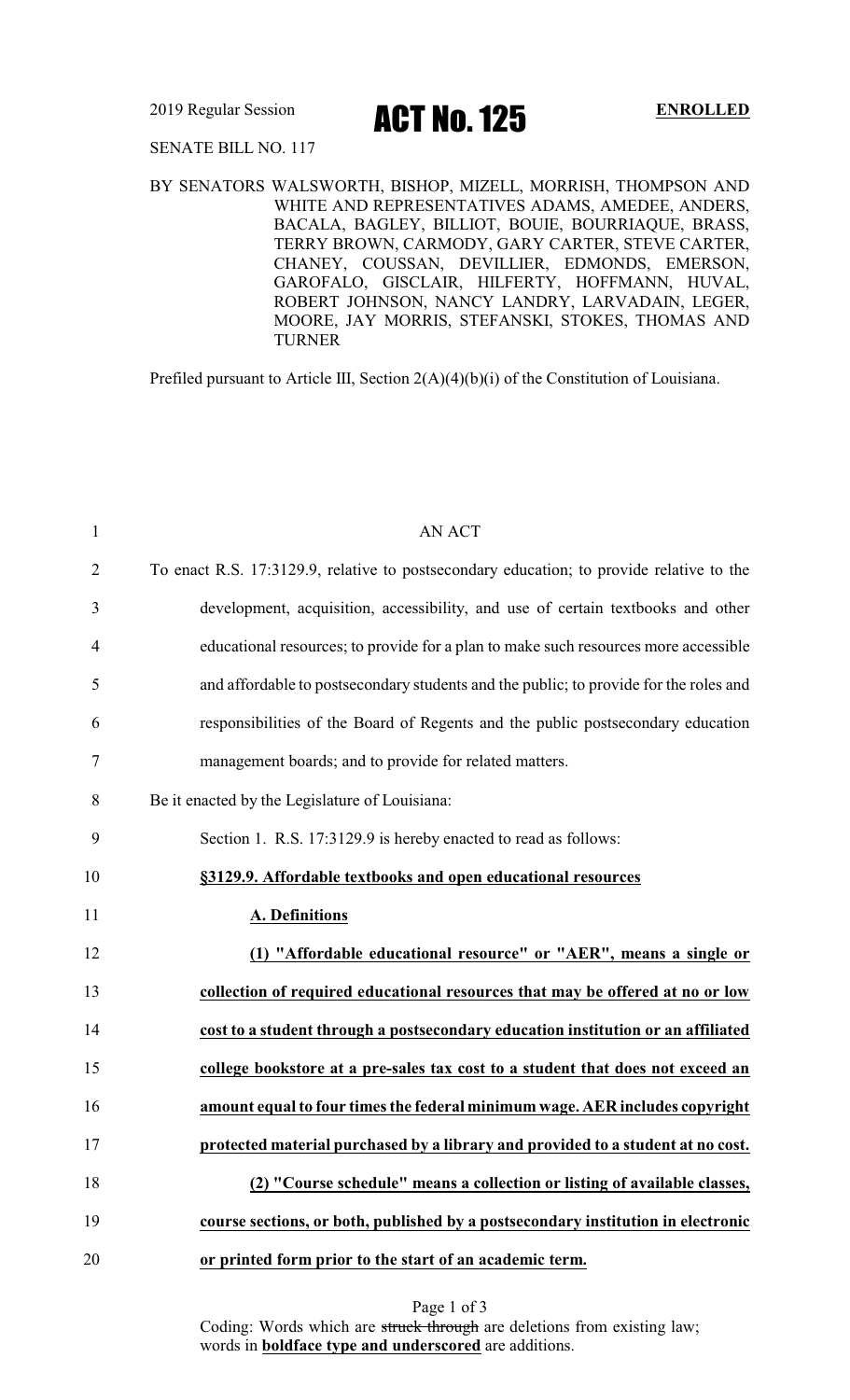2019 Regular Session

# ACT No. 125

**ENROLLED**

SENATE BILL NO. 117

BY SENATORS WALSWORTH, BISHOP, MIZELL, MORRISH, THOMPSON AND WHITE AND REPRESENTATIVES ADAMS, AMEDEE, ANDERS, BACALA, BAGLEY, BILLIOT, BOUIE, BOURRIAQUE, BRASS, TERRY BROWN, CARMODY, GARY CARTER, STEVE CARTER, CHANEY, COUSSAN, DEVILLIER, EDMONDS, EMERSON, GAROFALO, GISCLAIR, HILFERTY, HOFFMANN, HUVAL, ROBERT JOHNSON, NANCY LANDRY, LARVADAIN, LEGER, MOORE, JAY MORRIS, STEFANSKI, STOKES, THOMAS AND TURNER

Prefiled pursuant to Article III, Section 2(A)(4)(b)(i) of the Constitution of Louisiana.

1 AN ACT

2 To enact R.S. 17:3129.9, relative to postsecondary education; to provide relative to the
3 development, acquisition, accessibility, and use of certain textbooks and other
4 educational resources; to provide for a plan to make such resources more accessible
5 and affordable to postsecondary students and the public; to provide for the roles and
6 responsibilities of the Board of Regents and the public postsecondary education
7 management boards; and to provide for related matters.

8 Be it enacted by the Legislature of Louisiana:

9 Section 1. R.S. 17:3129.9 is hereby enacted to read as follows:

10 **§3129.9. Affordable textbooks and open educational resources**

11 **A. Definitions**

12 **(1) "Affordable educational resource" or "AER", means a single or**
13 **collection of required educational resources that may be offered at no or low**
14 **cost to a student through a postsecondary education institution or an affiliated**
15 **college bookstore at a pre-sales tax cost to a student that does not exceed an**
16 **amount equal to four times the federal minimum wage. AER includes copyright**
17 **protected material purchased by a library and provided to a student at no cost.**

18 **(2) "Course schedule" means a collection or listing of available classes,**
19 **course sections, or both, published by a postsecondary institution in electronic**
20 **or printed form prior to the start of an academic term.**

Coding: Words which are ~~struck through~~ are deletions from existing law; words in **boldface type and underscored** are additions.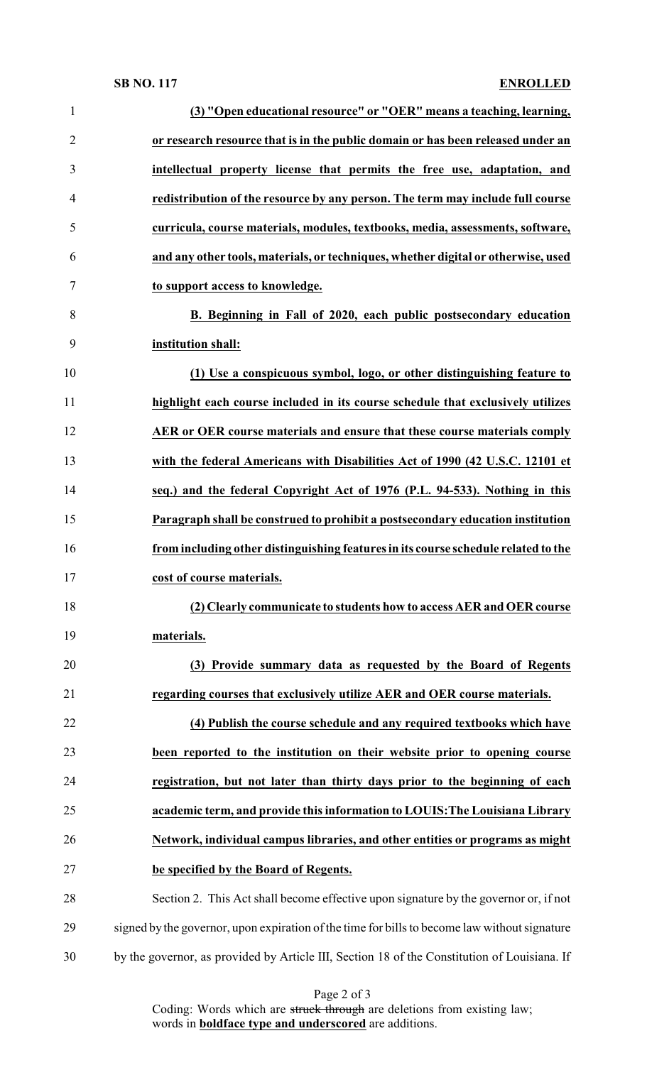**(3) "Open educational resource" or "OER" means a teaching, learning, or research resource that is in the public domain or has been released under an intellectual property license that permits the free use, adaptation, and redistribution of the resource by any person. The term may include full course curricula, course materials, modules, textbooks, media, assessments, software, and any other tools, materials, or techniques, whether digital or otherwise, used to support access to knowledge.**

**B. Beginning in Fall of 2020, each public postsecondary education institution shall:**

**(1) Use a conspicuous symbol, logo, or other distinguishing feature to highlight each course included in its course schedule that exclusively utilizes AER or OER course materials and ensure that these course materials comply with the federal Americans with Disabilities Act of 1990 (42 U.S.C. 12101 et seq.) and the federal Copyright Act of 1976 (P.L. 94-533). Nothing in this Paragraph shall be construed to prohibit a postsecondary education institution from including other distinguishing features in its course schedule related to the cost of course materials.**

**(2) Clearly communicate to students how to access AER and OER course materials.**

**(3) Provide summary data as requested by the Board of Regents regarding courses that exclusively utilize AER and OER course materials.**

**(4) Publish the course schedule and any required textbooks which have been reported to the institution on their website prior to opening course registration, but not later than thirty days prior to the beginning of each academic term, and provide this information to LOUIS:The Louisiana Library Network, individual campus libraries, and other entities or programs as might be specified by the Board of Regents.**

Section 2. This Act shall become effective upon signature by the governor or, if not signed by the governor, upon expiration of the time for bills to become law without signature by the governor, as provided by Article III, Section 18 of the Constitution of Louisiana. If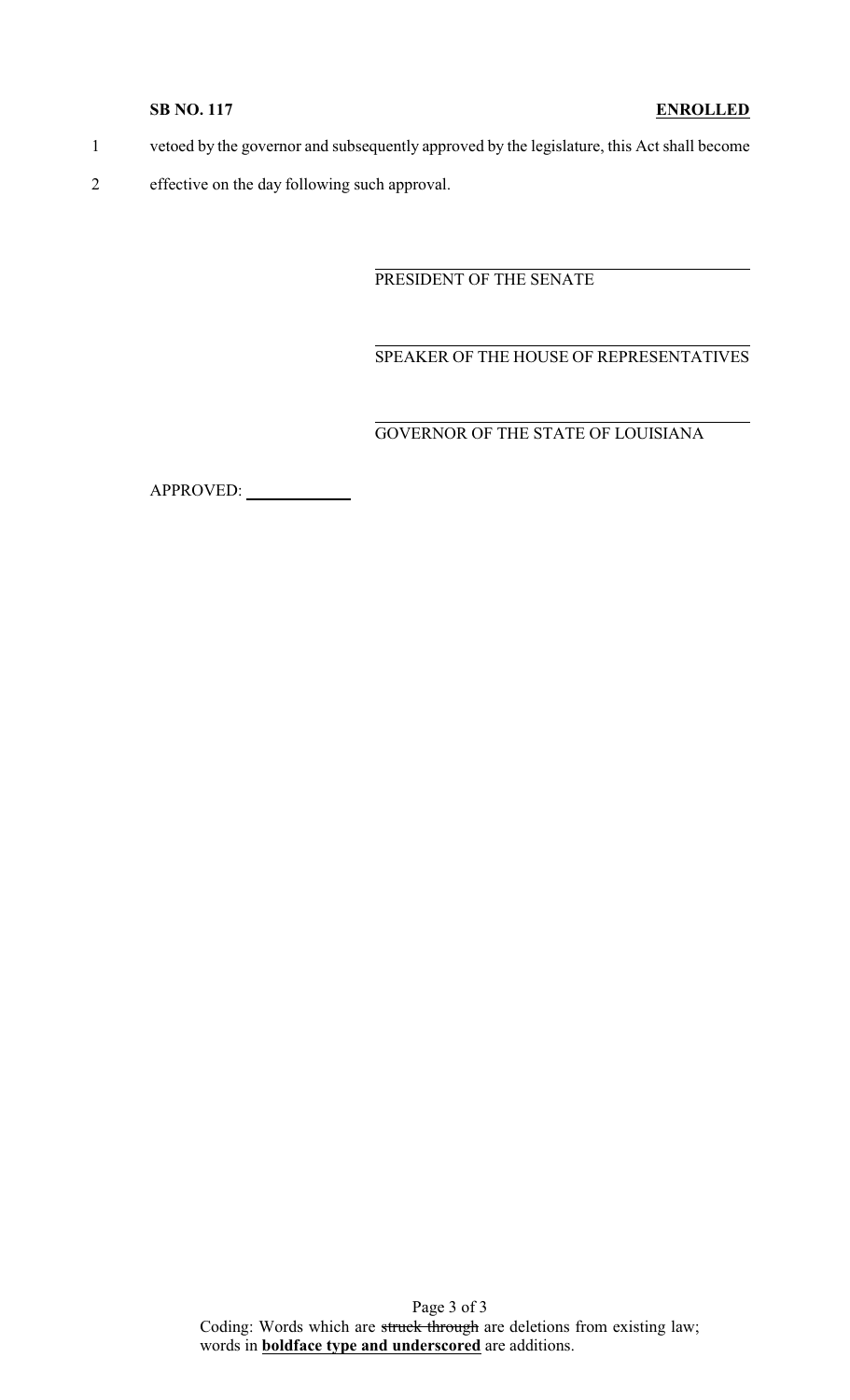vetoed by the governor and subsequently approved by the legislature, this Act shall become effective on the day following such approval.

PRESIDENT OF THE SENATE

SPEAKER OF THE HOUSE OF REPRESENTATIVES

GOVERNOR OF THE STATE OF LOUISIANA

APPROVED: ____________

Coding: Words which are ~~struck through~~ are deletions from existing law; words in **boldface type and underscored** are additions.